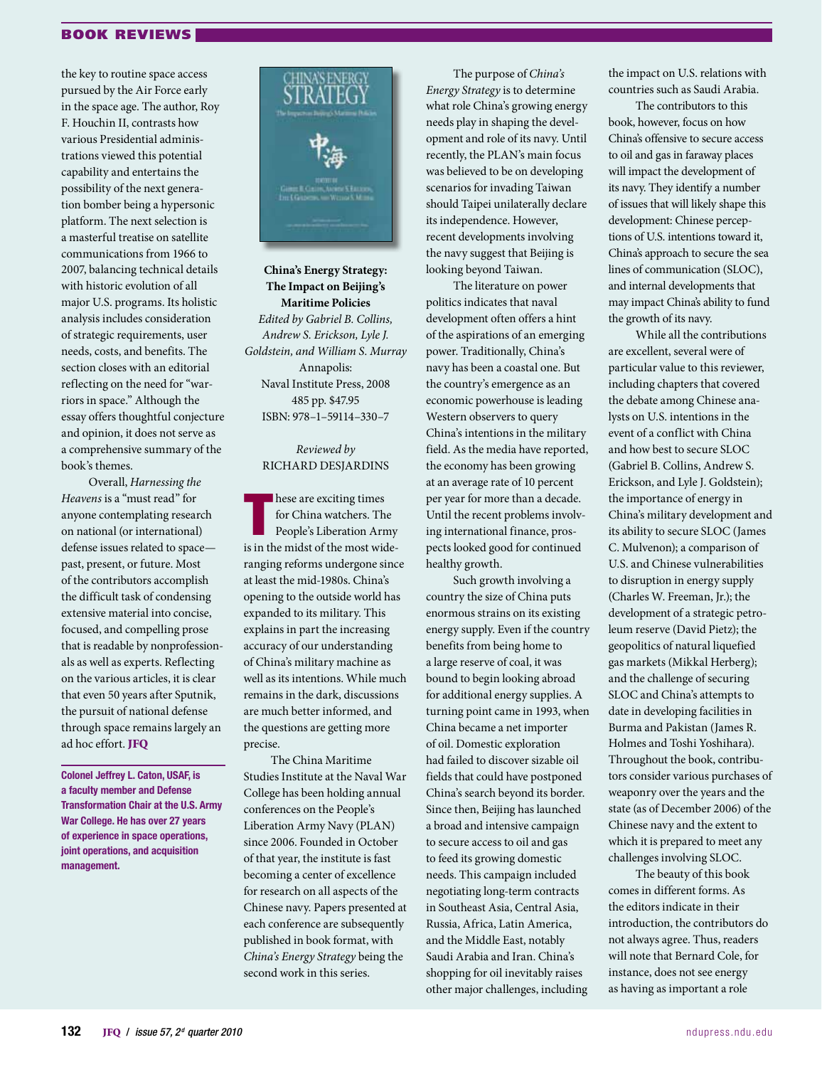## BOOK REVIEWS

the key to routine space access pursued by the Air Force early in the space age. The author, Roy F. Houchin II, contrasts how various Presidential administrations viewed this potential capability and entertains the possibility of the next generation bomber being a hypersonic platform. The next selection is a masterful treatise on satellite communications from 1966 to 2007, balancing technical details with historic evolution of all major U.S. programs. Its holistic analysis includes consideration of strategic requirements, user needs, costs, and benefits. The section closes with an editorial reflecting on the need for "warriors in space." Although the essay offers thoughtful conjecture and opinion, it does not serve as a comprehensive summary of the book's themes.

Overall, *Harnessing the Heavens* is a "must read" for anyone contemplating research on national (or international) defense issues related to space—past, present, or future. Most of the contributors accomplish the difficult task of condensing extensive material into concise, focused, and compelling prose that is readable by nonprofessionals as well as experts. Reflecting on the various articles, it is clear that even 50 years after Sputnik, the pursuit of national defense through space remains largely an ad hoc effort. **JFQ**

**Colonel Jeffrey L. Caton, USAF, is a faculty member and Defense Transformation Chair at the U.S. Army War College. He has over 27 years of experience in space operations, joint operations, and acquisition management.**

**China's Energy Strategy: The Impact on Beijing's Maritime Policies**
*Edited by Gabriel B. Collins, Andrew S. Erickson, Lyle J. Goldstein, and William S. Murray*
Annapolis:
Naval Institute Press, 2008
485 pp. $47.95
ISBN: 978–1–59114–330–7

*Reviewed by*
RICHARD DESJARDINS

These are exciting times for China watchers. The People's Liberation Army is in the midst of the most wide-ranging reforms undergone since at least the mid-1980s. China's opening to the outside world has expanded to its military. This explains in part the increasing accuracy of our understanding of China's military machine as well as its intentions. While much remains in the dark, discussions are much better informed, and the questions are getting more precise.

The China Maritime Studies Institute at the Naval War College has been holding annual conferences on the People's Liberation Army Navy (PLAN) since 2006. Founded in October of that year, the institute is fast becoming a center of excellence for research on all aspects of the Chinese navy. Papers presented at each conference are subsequently published in book format, with *China's Energy Strategy* being the second work in this series.

The purpose of *China's Energy Strategy* is to determine what role China's growing energy needs play in shaping the development and role of its navy. Until recently, the PLAN's main focus was believed to be on developing scenarios for invading Taiwan should Taipei unilaterally declare its independence. However, recent developments involving the navy suggest that Beijing is looking beyond Taiwan.

The literature on power politics indicates that naval development often offers a hint of the aspirations of an emerging power. Traditionally, China's navy has been a coastal one. But the country's emergence as an economic powerhouse is leading Western observers to query China's intentions in the military field. As the media have reported, the economy has been growing at an average rate of 10 percent per year for more than a decade. Until the recent problems involving international finance, prospects looked good for continued healthy growth.

Such growth involving a country the size of China puts enormous strains on its existing energy supply. Even if the country benefits from being home to a large reserve of coal, it was bound to begin looking abroad for additional energy supplies. A turning point came in 1993, when China became a net importer of oil. Domestic exploration had failed to discover sizable oil fields that could have postponed China's search beyond its border. Since then, Beijing has launched a broad and intensive campaign to secure access to oil and gas to feed its growing domestic needs. This campaign included negotiating long-term contracts in Southeast Asia, Central Asia, Russia, Africa, Latin America, and the Middle East, notably Saudi Arabia and Iran. China's shopping for oil inevitably raises other major challenges, including the impact on U.S. relations with countries such as Saudi Arabia.

The contributors to this book, however, focus on how China's offensive to secure access to oil and gas in faraway places will impact the development of its navy. They identify a number of issues that will likely shape this development: Chinese perceptions of U.S. intentions toward it, China's approach to secure the sea lines of communication (SLOC), and internal developments that may impact China's ability to fund the growth of its navy.

While all the contributions are excellent, several were of particular value to this reviewer, including chapters that covered the debate among Chinese analysts on U.S. intentions in the event of a conflict with China and how best to secure SLOC (Gabriel B. Collins, Andrew S. Erickson, and Lyle J. Goldstein); the importance of energy in China's military development and its ability to secure SLOC (James C. Mulvenon); a comparison of U.S. and Chinese vulnerabilities to disruption in energy supply (Charles W. Freeman, Jr.); the development of a strategic petroleum reserve (David Pietz); the geopolitics of natural liquefied gas markets (Mikkal Herberg); and the challenge of securing SLOC and China's attempts to date in developing facilities in Burma and Pakistan (James R. Holmes and Toshi Yoshihara). Throughout the book, contributors consider various purchases of weaponry over the years and the state (as of December 2006) of the Chinese navy and the extent to which it is prepared to meet any challenges involving SLOC.

The beauty of this book comes in different forms. As the editors indicate in their introduction, the contributors do not always agree. Thus, readers will note that Bernard Cole, for instance, does not see energy as having as important a role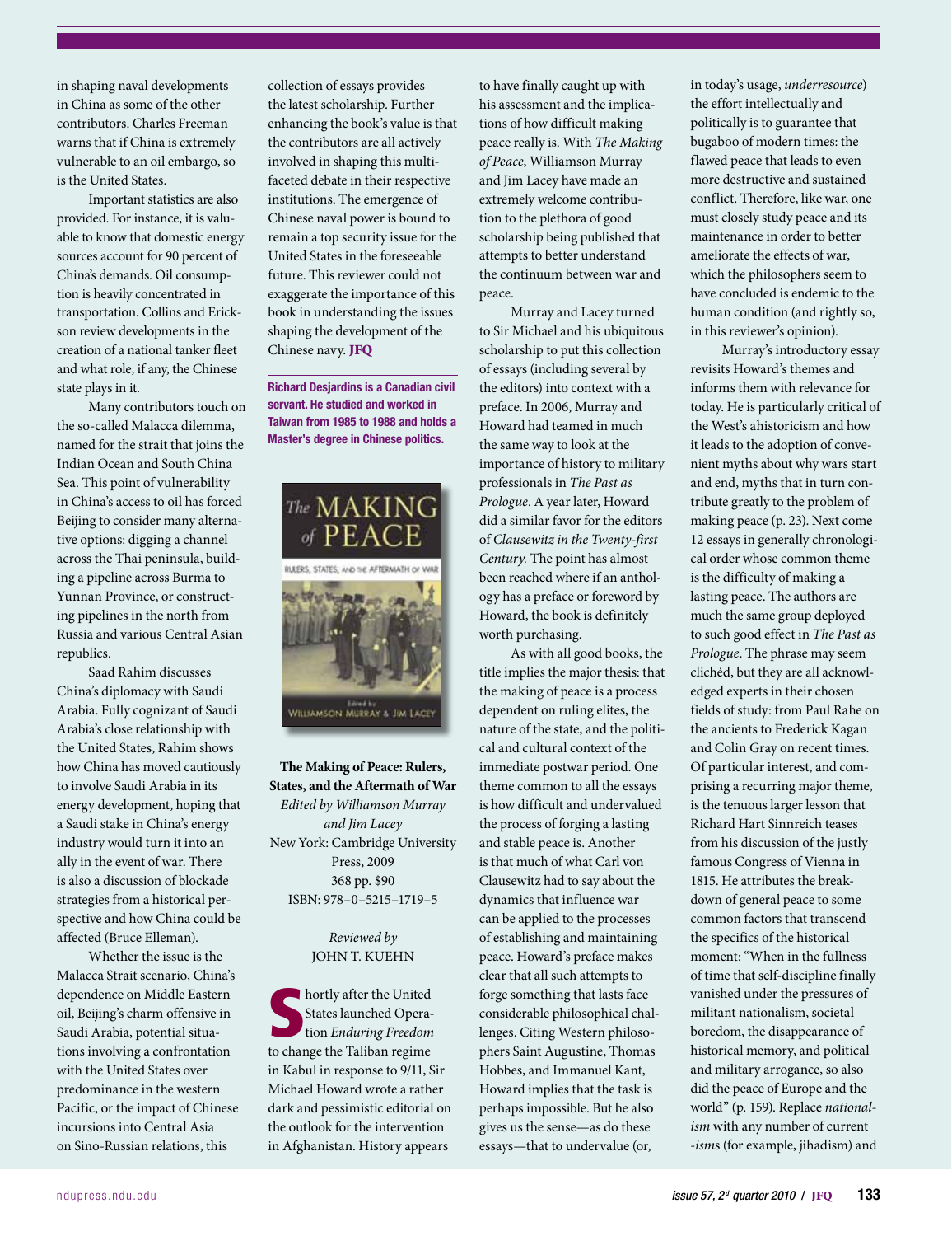in shaping naval developments in China as some of the other contributors. Charles Freeman warns that if China is extremely vulnerable to an oil embargo, so is the United States.

Important statistics are also provided. For instance, it is valuable to know that domestic energy sources account for 90 percent of China's demands. Oil consumption is heavily concentrated in transportation. Collins and Erickson review developments in the creation of a national tanker fleet and what role, if any, the Chinese state plays in it.

Many contributors touch on the so-called Malacca dilemma, named for the strait that joins the Indian Ocean and South China Sea. This point of vulnerability in China's access to oil has forced Beijing to consider many alternative options: digging a channel across the Thai peninsula, building a pipeline across Burma to Yunnan Province, or constructing pipelines in the north from Russia and various Central Asian republics.

Saad Rahim discusses China's diplomacy with Saudi Arabia. Fully cognizant of Saudi Arabia's close relationship with the United States, Rahim shows how China has moved cautiously to involve Saudi Arabia in its energy development, hoping that a Saudi stake in China's energy industry would turn it into an ally in the event of war. There is also a discussion of blockade strategies from a historical perspective and how China could be affected (Bruce Elleman).

Whether the issue is the Malacca Strait scenario, China's dependence on Middle Eastern oil, Beijing's charm offensive in Saudi Arabia, potential situations involving a confrontation with the United States over predominance in the western Pacific, or the impact of Chinese incursions into Central Asia on Sino-Russian relations, this collection of essays provides the latest scholarship. Further enhancing the book's value is that the contributors are all actively involved in shaping this multifaceted debate in their respective institutions. The emergence of Chinese naval power is bound to remain a top security issue for the United States in the foreseeable future. This reviewer could not exaggerate the importance of this book in understanding the issues shaping the development of the Chinese navy. **JFQ**

**Richard Desjardins is a Canadian civil servant. He studied and worked in Taiwan from 1985 to 1988 and holds a Master's degree in Chinese politics.**

**The Making of Peace: Rulers, States, and the Aftermath of War**
*Edited by Williamson Murray and Jim Lacey*
New York: Cambridge University Press, 2009
368 pp. $90
ISBN: 978–0–5215–1719–5

*Reviewed by*
JOHN T. KUEHN

Shortly after the United States launched Operation *Enduring Freedom* to change the Taliban regime in Kabul in response to 9/11, Sir Michael Howard wrote a rather dark and pessimistic editorial on the outlook for the intervention in Afghanistan. History appears to have finally caught up with his assessment and the implications of how difficult making peace really is. With *The Making of Peace*, Williamson Murray and Jim Lacey have made an extremely welcome contribution to the plethora of good scholarship being published that attempts to better understand the continuum between war and peace.

Murray and Lacey turned to Sir Michael and his ubiquitous scholarship to put this collection of essays (including several by the editors) into context with a preface. In 2006, Murray and Howard had teamed in much the same way to look at the importance of history to military professionals in *The Past as Prologue*. A year later, Howard did a similar favor for the editors of *Clausewitz in the Twenty-first Century*. The point has almost been reached where if an anthology has a preface or foreword by Howard, the book is definitely worth purchasing.

As with all good books, the title implies the major thesis: that the making of peace is a process dependent on ruling elites, the nature of the state, and the political and cultural context of the immediate postwar period. One theme common to all the essays is how difficult and undervalued the process of forging a lasting and stable peace is. Another is that much of what Carl von Clausewitz had to say about the dynamics that influence war can be applied to the processes of establishing and maintaining peace. Howard's preface makes clear that all such attempts to forge something that lasts face considerable philosophical challenges. Citing Western philosophers Saint Augustine, Thomas Hobbes, and Immanuel Kant, Howard implies that the task is perhaps impossible. But he also gives us the sense—as do these essays—that to undervalue (or, in today's usage, *underresource*) the effort intellectually and politically is to guarantee that bugaboo of modern times: the flawed peace that leads to even more destructive and sustained conflict. Therefore, like war, one must closely study peace and its maintenance in order to better ameliorate the effects of war, which the philosophers seem to have concluded is endemic to the human condition (and rightly so, in this reviewer's opinion).

Murray's introductory essay revisits Howard's themes and informs them with relevance for today. He is particularly critical of the West's ahistoricism and how it leads to the adoption of convenient myths about why wars start and end, myths that in turn contribute greatly to the problem of making peace (p. 23). Next come 12 essays in generally chronological order whose common theme is the difficulty of making a lasting peace. The authors are much the same group deployed to such good effect in *The Past as Prologue*. The phrase may seem clichéd, but they are all acknowledged experts in their chosen fields of study: from Paul Rahe on the ancients to Frederick Kagan and Colin Gray on recent times. Of particular interest, and comprising a recurring major theme, is the tenuous larger lesson that Richard Hart Sinnreich teases from his discussion of the justly famous Congress of Vienna in 1815. He attributes the breakdown of general peace to some common factors that transcend the specifics of the historical moment: "When in the fullness of time that self-discipline finally vanished under the pressures of militant nationalism, societal boredom, the disappearance of historical memory, and political and military arrogance, so also did the peace of Europe and the world" (p. 159). Replace *nationalism* with any number of current *-isms* (for example, jihadism) and